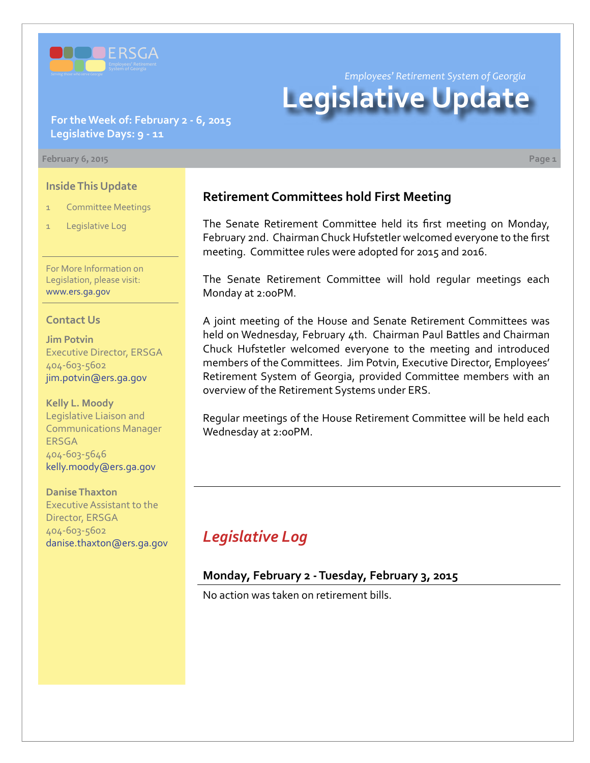ERSGA
Employees' Retirement System of Georgia
Serving those who serve Georgia

*Employees' Retirement System of Georgia*

# Legislative Update

**For the Week of: February 2 - 6, 2015**
**Legislative Days: 9 - 11**

**February 6, 2015**

### Inside This Update

1 Committee Meetings

1 Legislative Log

For More Information on Legislation, please visit: www.ers.ga.gov

### Contact Us

**Jim Potvin**
Executive Director, ERSGA
404-603-5602
jim.potvin@ers.ga.gov

**Kelly L. Moody**
Legislative Liaison and Communications Manager
ERSGA
404-603-5646
kelly.moody@ers.ga.gov

**Danise Thaxton**
Executive Assistant to the Director, ERSGA
404-603-5602
danise.thaxton@ers.ga.gov

## Retirement Committees hold First Meeting

The Senate Retirement Committee held its first meeting on Monday, February 2nd. Chairman Chuck Hufstetler welcomed everyone to the first meeting. Committee rules were adopted for 2015 and 2016.

The Senate Retirement Committee will hold regular meetings each Monday at 2:00PM.

A joint meeting of the House and Senate Retirement Committees was held on Wednesday, February 4th. Chairman Paul Battles and Chairman Chuck Hufstetler welcomed everyone to the meeting and introduced members of the Committees. Jim Potvin, Executive Director, Employees' Retirement System of Georgia, provided Committee members with an overview of the Retirement Systems under ERS.

Regular meetings of the House Retirement Committee will be held each Wednesday at 2:00PM.

## *Legislative Log*

### Monday, February 2 - Tuesday, February 3, 2015

No action was taken on retirement bills.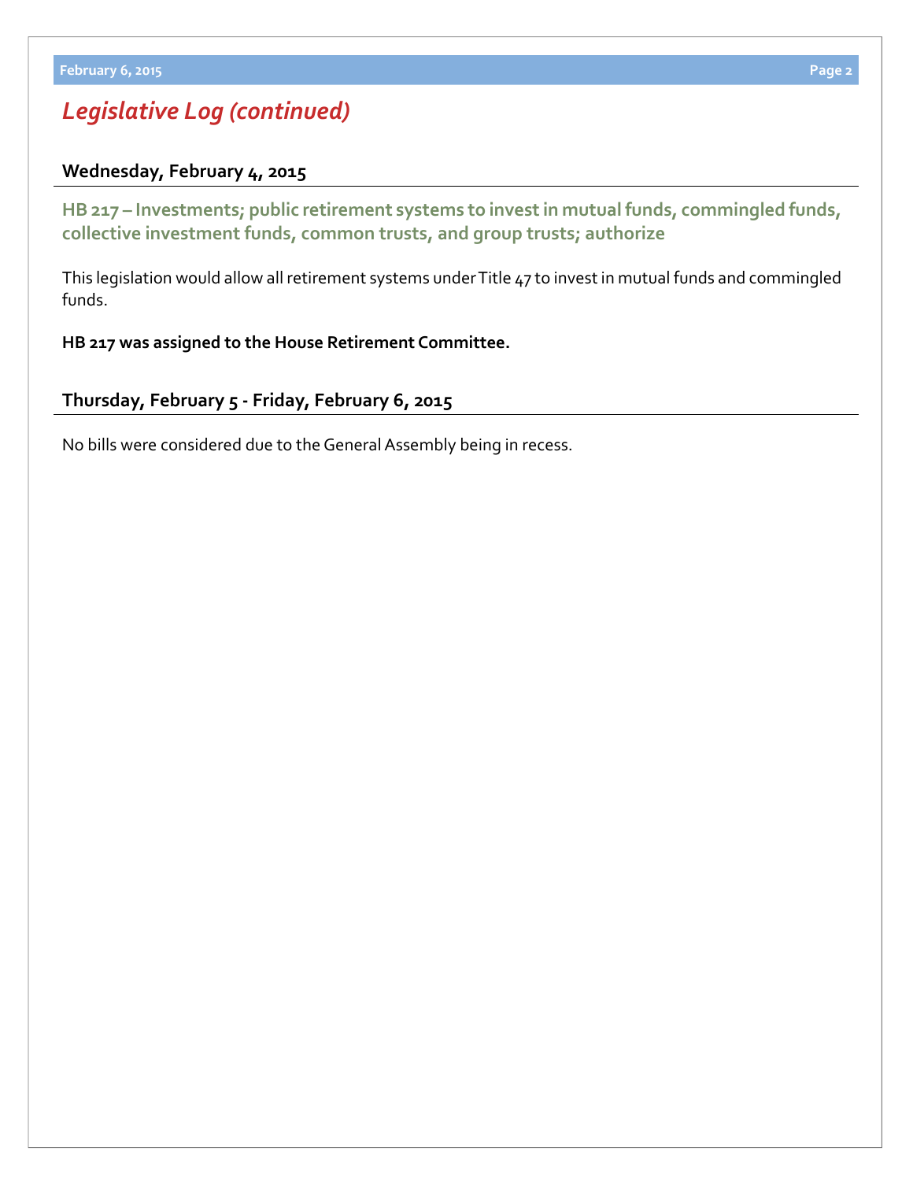## *Legislative Log (continued)*

### Wednesday, February 4, 2015

### HB 217 – Investments; public retirement systems to invest in mutual funds, commingled funds, collective investment funds, common trusts, and group trusts; authorize

This legislation would allow all retirement systems under Title 47 to invest in mutual funds and commingled funds.

**HB 217 was assigned to the House Retirement Committee.**

### Thursday, February 5 - Friday, February 6, 2015

No bills were considered due to the General Assembly being in recess.